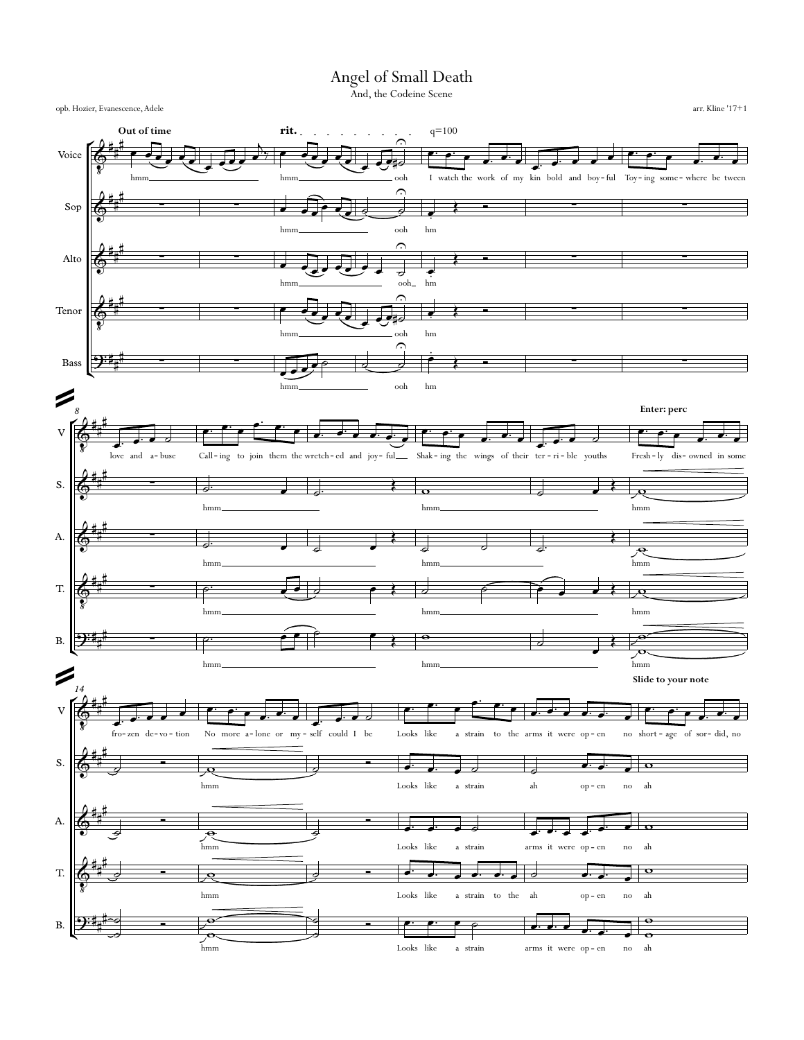# Angel of Small Death

And, the Codeine Scene

opb. Hozier, Evanescence, Adele

arr. Kline '17+1

**Out of time** | **rit.** | q=100

Voice: hmm hmm ooh I watch the work of my kin bold and boy-ful Toy-ing some-where be tween

Sop: hmm ooh hm

Alto: hmm ooh hm

Tenor: hmm ooh hm

Bass: hmm ooh hm

8

**Enter: perc**

V: love and a-buse Call-ing to join them the wretch-ed and joy-ful Shak-ing the wings of their ter-ri-ble youths Fresh-ly dis-owned in some

S.: hmm hmm hmm

A.: hmm hmm hmm

T.: hmm hmm hmm

B.: hmm hmm hmm

14

**Slide to your note**

V: fro-zen de-vo-tion No more a-lone or my-self could I be Looks like a strain to the arms it were op-en no short-age of sor-did, no

S.: hmm Looks like a strain ah op-en no ah

A.: hmm Looks like a strain arms it were op-en no ah

T.: hmm Looks like a strain to the ah op-en no ah

B.: hmm Looks like a strain arms it were op-en no ah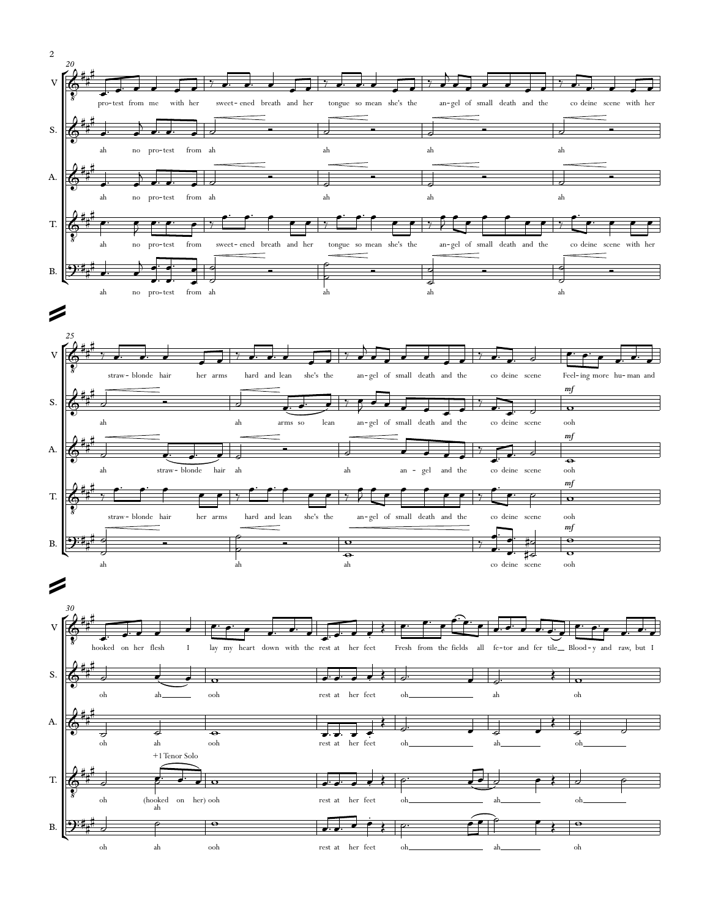**20**

V: pro-test from me with her sweet-ened breath and her tongue so mean she's the an-gel of small death and the co deine scene with her

S.: ah no pro-test from ah ah ah ah

A.: ah no pro-test from ah ah ah ah

T.: ah no pro-test from sweet-ened breath and her tongue so mean she's the an-gel of small death and the co deine scene with her

B.: ah no pro-test from ah ah ah ah

**25**

V: straw-blonde hair her arms hard and lean she's the an-gel of small death and the co deine scene Feel-ing more hu-man and

S.: ah ah arms so lean an-gel of small death and the co deine scene *mf* ooh

A.: ah straw-blonde hair ah ah an-gel and the co deine scene *mf* ooh

T.: straw-blonde hair her arms hard and lean she's the an-gel of small death and the co deine scene *mf* ooh

B.: ah ah ah co deine scene *mf* ooh

**30**

V: hooked on her flesh I lay my heart down with the rest at her feet Fresh from the fields all fe-tor and fer tile Blood-y and raw, but I

S.: oh ah ooh rest at her feet oh ah oh

A.: oh ah ooh rest at her feet oh ah oh

T.: oh (hooked on her) ah ooh rest at her feet oh ah oh

+1 Tenor Solo

B.: oh ah ooh rest at her feet oh ah oh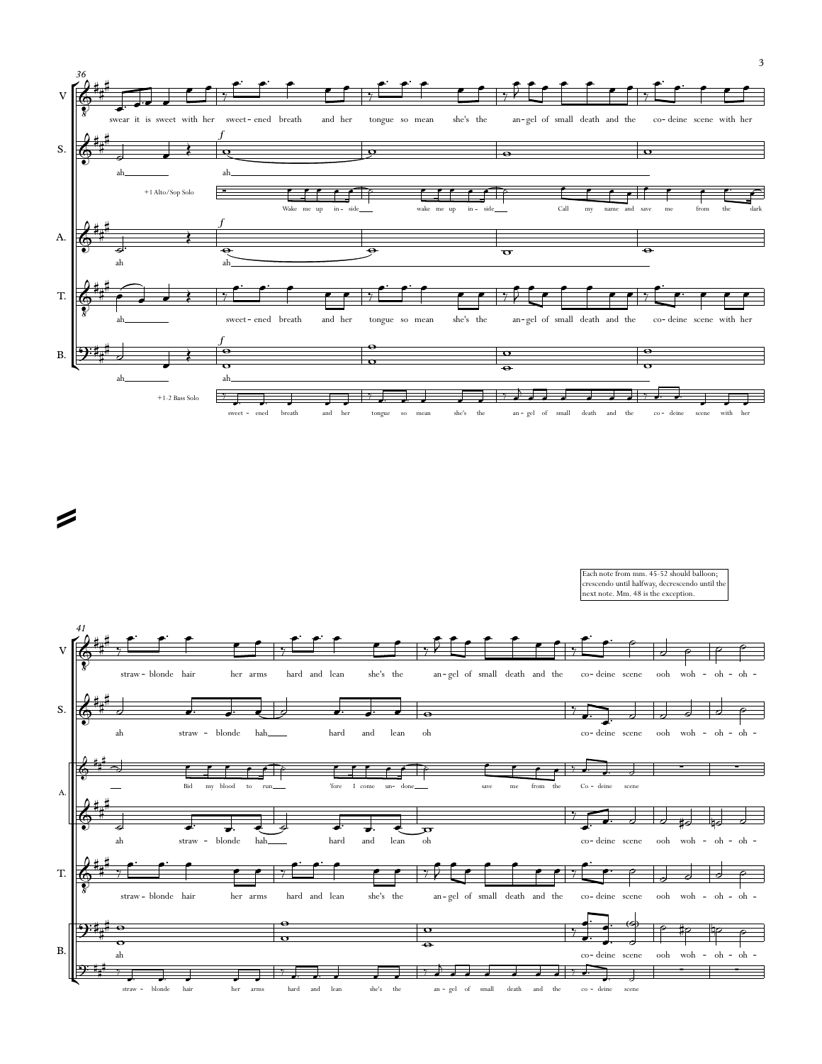Each note from mm. 45-52 should balloon; crescendo until halfway, decrescendo until the next note. Mm. 48 is the exception.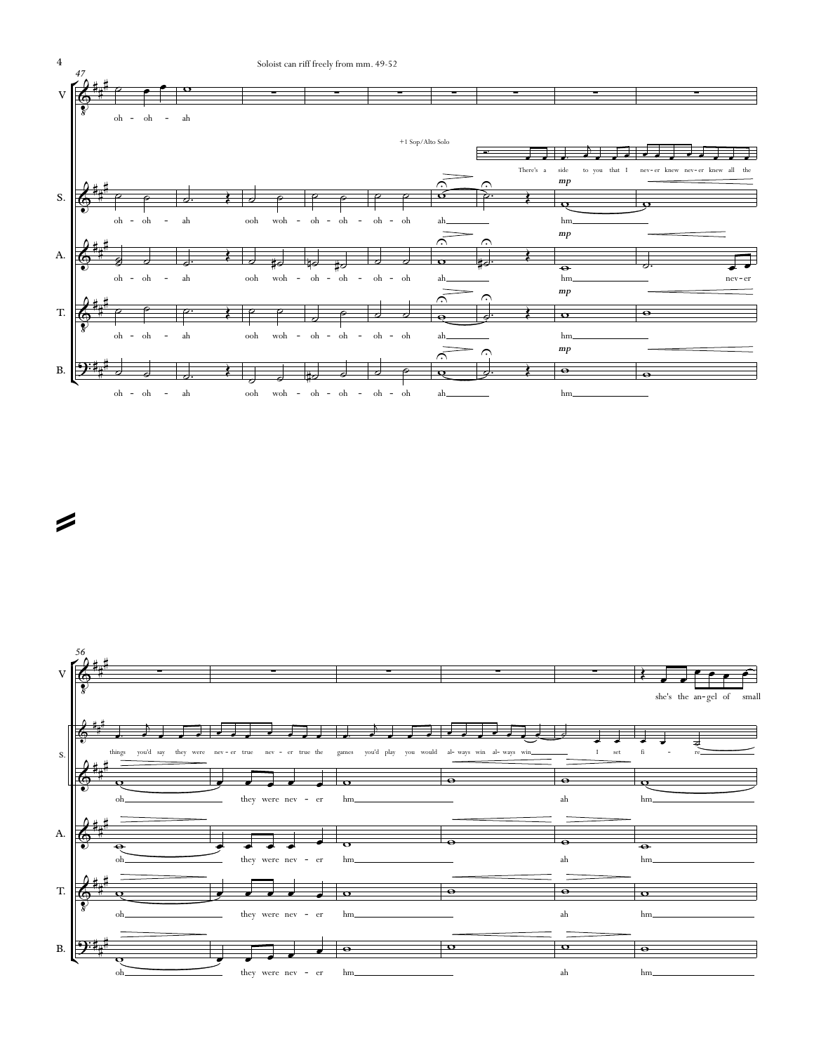Soloist can riff freely from mm. 49-52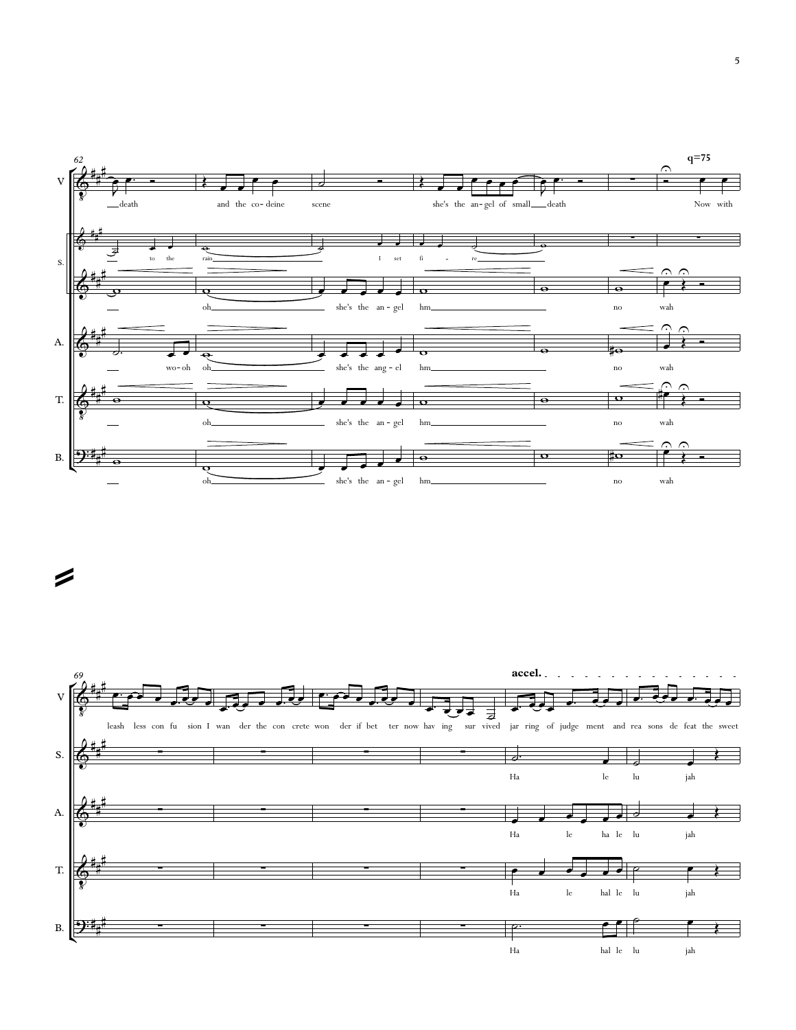**62**

q=75

V: death and the co-deine scene she's the an-gel of small death Now with

S.: to the rain I set fi - re

S.: oh she's the an-gel hm no wah

A.: wo-oh oh she's the ang-el hm no wah

T.: oh she's the an-gel hm no wah

B.: oh she's the an-gel hm no wah

**69**

accel.

V: leash less con fu sion I wan der the con crete won der if bet ter now hav ing sur vived jar ring of judge ment and rea sons de feat the sweet

S.: Ha le lu jah

A.: Ha le ha le lu jah

T.: Ha le hal le lu jah

B.: Ha hal le lu jah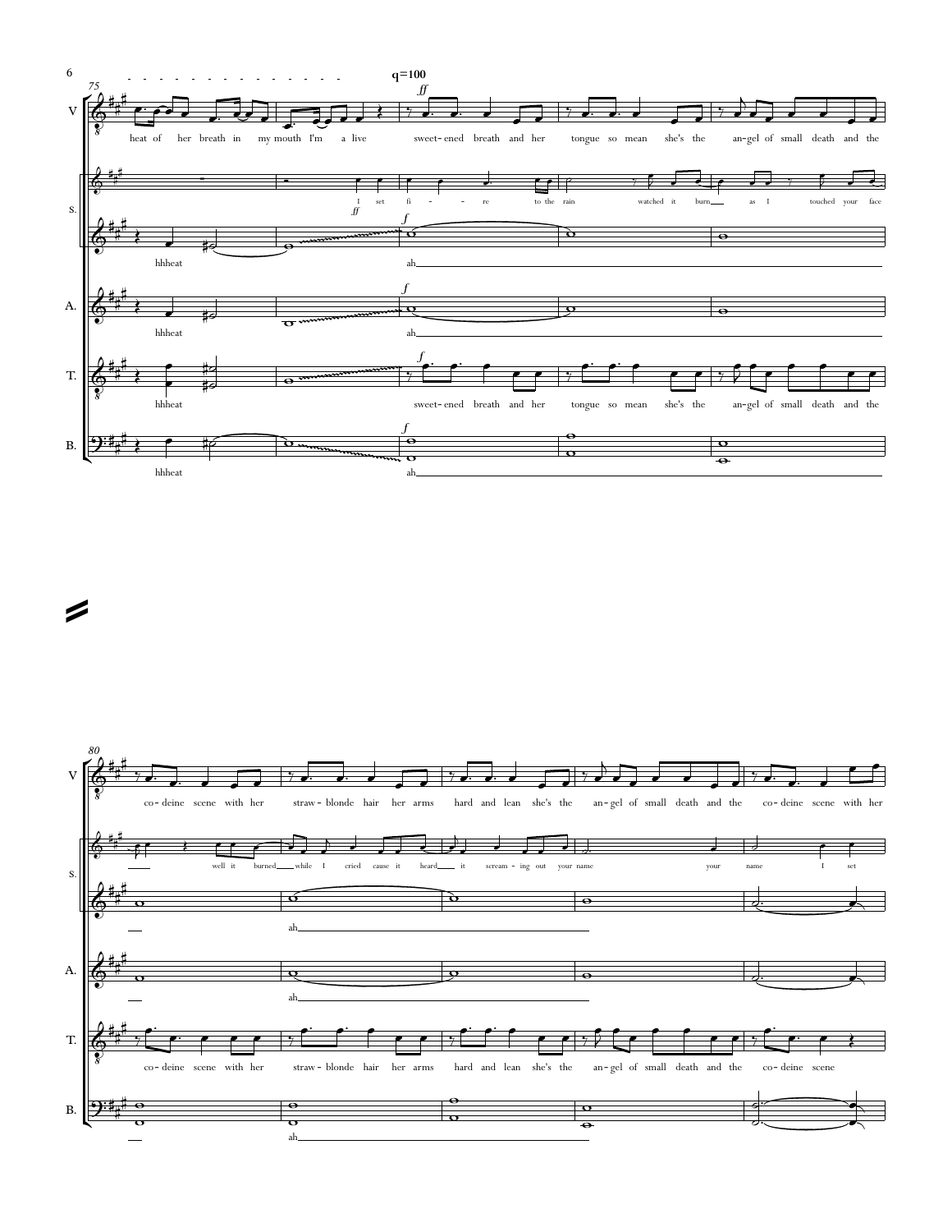75

q=100

**V**

heat of her breath in my mouth I'm a live sweet-ened breath and her tongue so mean she's the an-gel of small death and the

**S.**

I set fi - re to the rain watched it burn as I touched your face

hhheat ah

**A.**

hhheat ah

**T.**

hhheat sweet-ened breath and her tongue so mean she's the an-gel of small death and the

**B.**

hhheat ah

80

**V**

co-deine scene with her straw-blonde hair her arms hard and lean she's the an-gel of small death and the co-deine scene with her

**S.**

well it burned while I cried cause it heard it scream-ing out your name your name I set

ah

**A.**

ah

**T.**

co-deine scene with her straw-blonde hair her arms hard and lean she's the an-gel of small death and the co-deine scene

**B.**

ah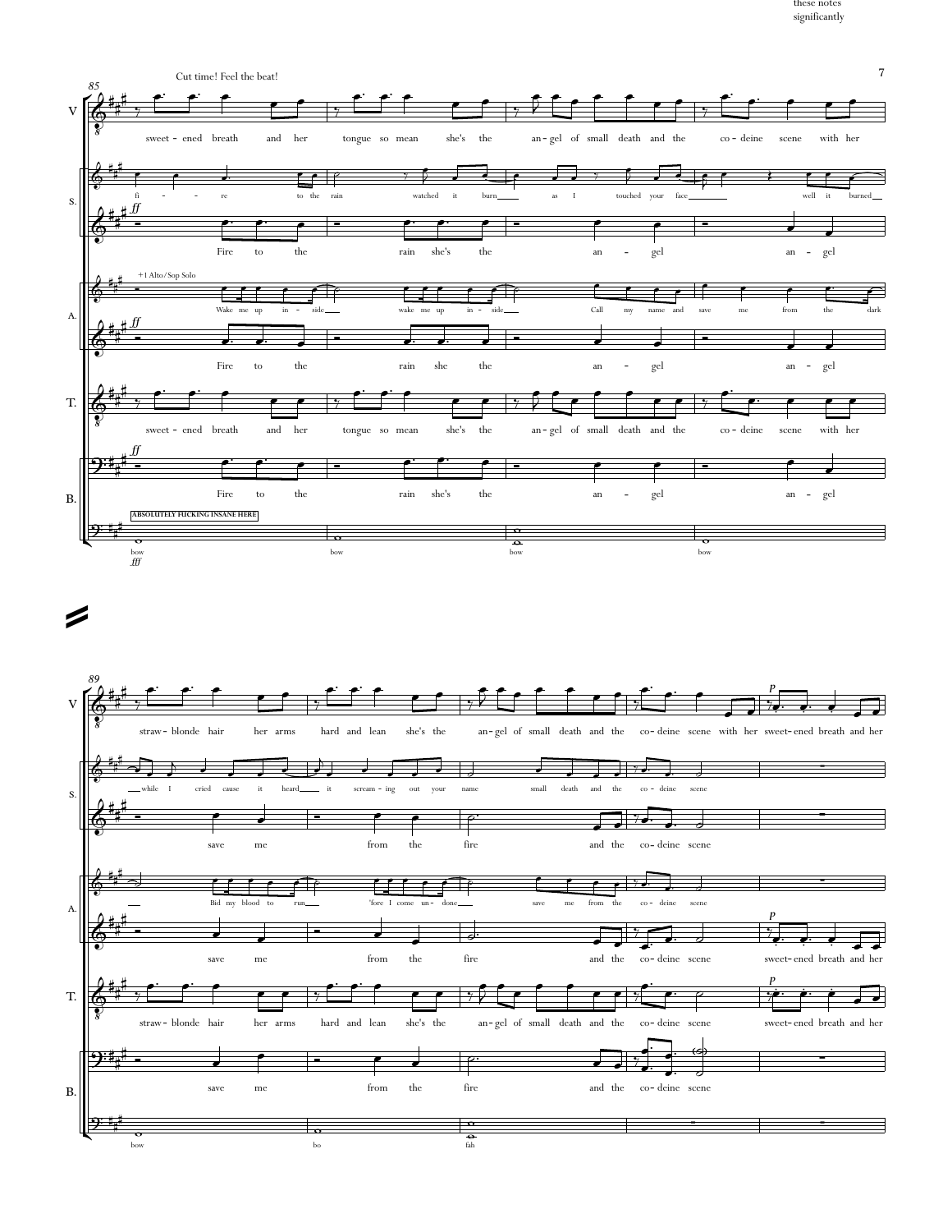these notes
significantly

Cut time! Feel the beat!

85

V: sweet - ened breath and her tongue so mean she's the an - gel of small death and the co - deine scene with her

S.: fi - - re to the rain watched it burn as I touched your face well it burned

*ff*

Fire to the rain she's the an - gel an - gel

+1 Alto/Sop Solo

A.: Wake me up in - side wake me up in - side Call my name and save me from the dark

*ff*

Fire to the rain she the an - gel an - gel

T.: sweet - ened breath and her tongue so mean she's the an - gel of small death and the co - deine scene with her

*ff*

B.: Fire to the rain she's the an - gel an - gel

ABSOLUTELY FUCKING INSANE HERE

bow bow bow bow

*fff*

89

V: straw - blonde hair her arms hard and lean she's the an - gel of small death and the co - deine scene with her sweet - ened breath and her

*p*

S.: while I cried cause it heard it scream - ing out your name small death and the co - deine scene

save me from the fire and the co - deine scene

A.: Bid my blood to run 'fore I come un - done save me from the co - deine scene

save me from the fire and the co - deine scene sweet - ened breath and her

*p*

T.: straw - blonde hair her arms hard and lean she's the an - gel of small death and the co - deine scene sweet - ened breath and her

*p*

B.: save me from the fire and the co - deine scene

bow bo fah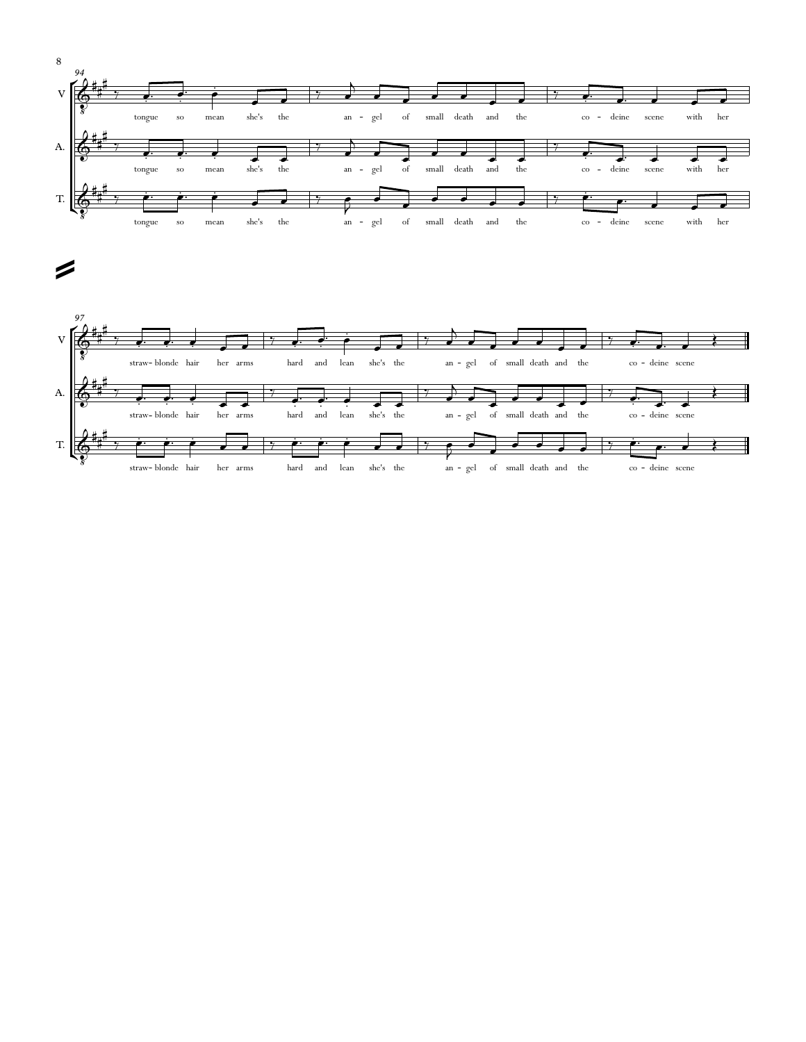94

V
tongue so mean she's the an - gel of small death and the co - deine scene with her

A.
tongue so mean she's the an - gel of small death and the co - deine scene with her

T.
tongue so mean she's the an - gel of small death and the co - deine scene with her

97

V
straw- blonde hair her arms hard and lean she's the an - gel of small death and the co - deine scene

A.
straw- blonde hair her arms hard and lean she's the an - gel of small death and the co - deine scene

T.
straw- blonde hair her arms hard and lean she's the an - gel of small death and the co - deine scene